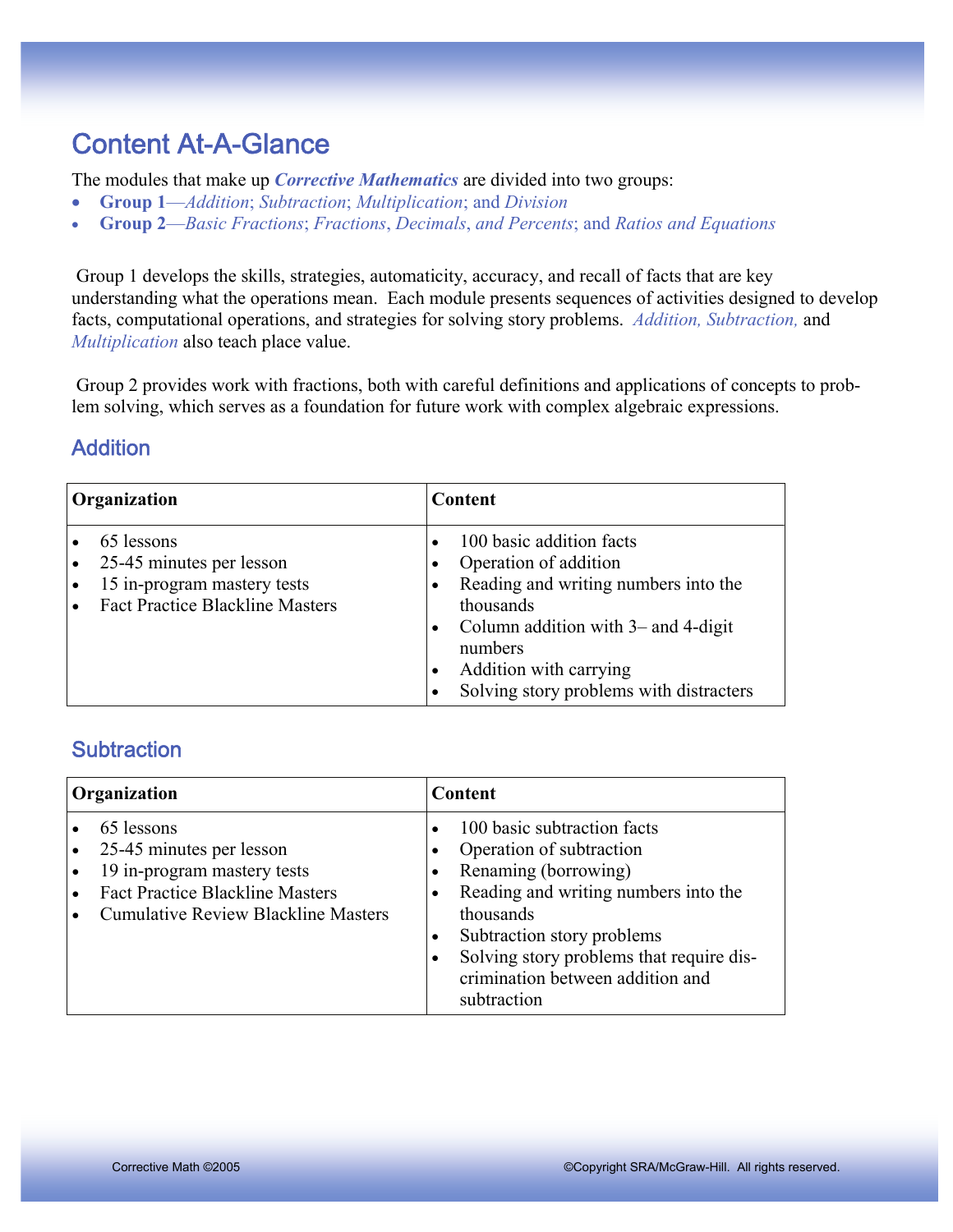# Content At-A-Glance

The modules that make up ***Corrective Mathematics*** are divided into two groups:

- **Group 1**—*Addition*; *Subtraction*; *Multiplication*; and *Division*
- **Group 2**—*Basic Fractions*; *Fractions*, *Decimals*, *and Percents*; and *Ratios and Equations*

Group 1 develops the skills, strategies, automaticity, accuracy, and recall of facts that are key understanding what the operations mean. Each module presents sequences of activities designed to develop facts, computational operations, and strategies for solving story problems. *Addition, Subtraction,* and *Multiplication* also teach place value.

Group 2 provides work with fractions, both with careful definitions and applications of concepts to problem solving, which serves as a foundation for future work with complex algebraic expressions.

## Addition

| Organization | Content |
|---|---|
| • 65 lessons<br>• 25-45 minutes per lesson<br>• 15 in-program mastery tests<br>• Fact Practice Blackline Masters | • 100 basic addition facts<br>• Operation of addition<br>• Reading and writing numbers into the thousands<br>• Column addition with 3– and 4-digit numbers<br>• Addition with carrying<br>• Solving story problems with distracters |

## Subtraction

| Organization | Content |
|---|---|
| • 65 lessons<br>• 25-45 minutes per lesson<br>• 19 in-program mastery tests<br>• Fact Practice Blackline Masters<br>• Cumulative Review Blackline Masters | • 100 basic subtraction facts<br>• Operation of subtraction<br>• Renaming (borrowing)<br>• Reading and writing numbers into the thousands<br>• Subtraction story problems<br>• Solving story problems that require discrimination between addition and subtraction |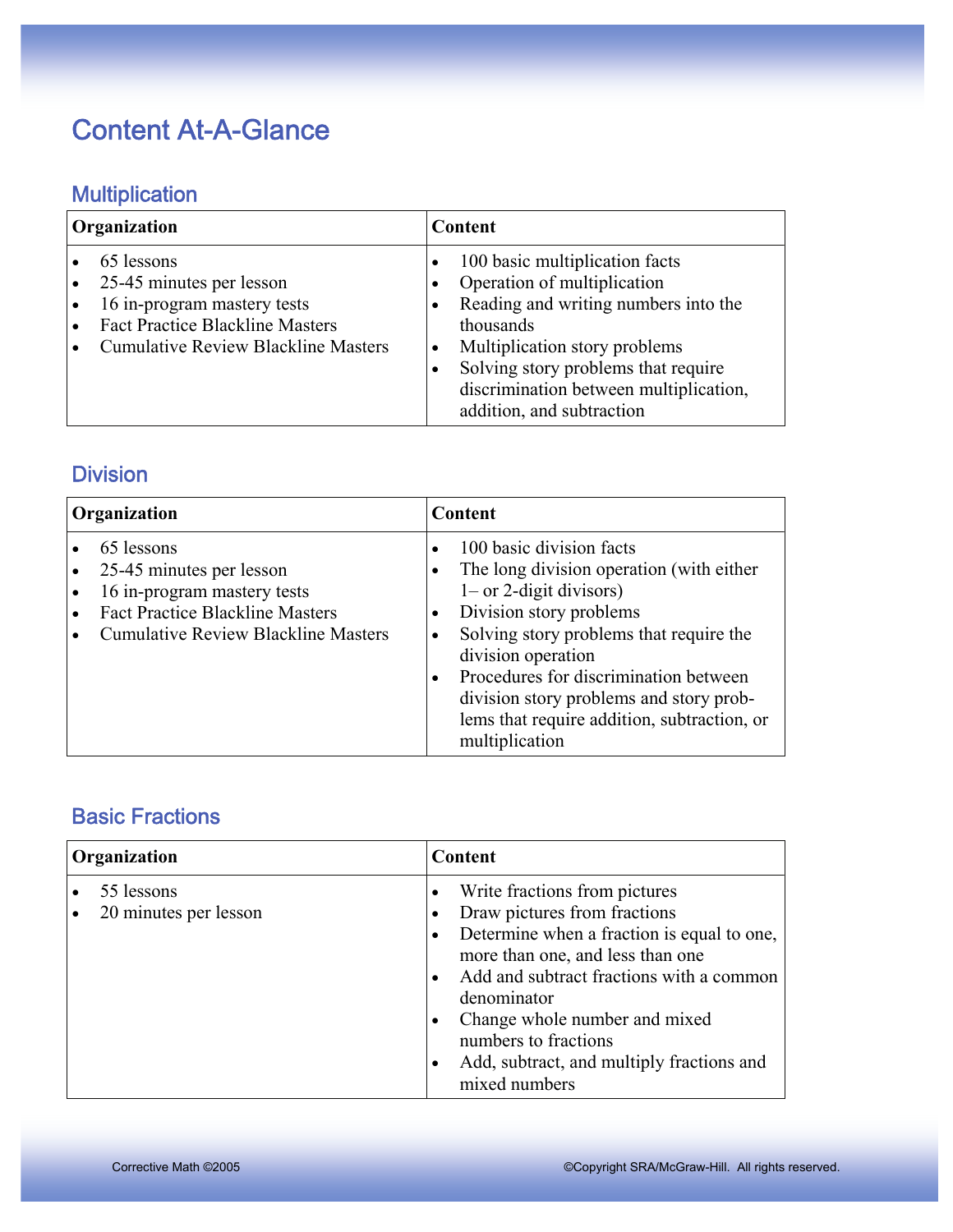# Content At-A-Glance

## Multiplication

| Organization | Content |
|---|---|
| • 65 lessons<br>• 25-45 minutes per lesson<br>• 16 in-program mastery tests<br>• Fact Practice Blackline Masters<br>• Cumulative Review Blackline Masters | • 100 basic multiplication facts<br>• Operation of multiplication<br>• Reading and writing numbers into the thousands<br>• Multiplication story problems<br>• Solving story problems that require discrimination between multiplication, addition, and subtraction |

## Division

| Organization | Content |
|---|---|
| • 65 lessons<br>• 25-45 minutes per lesson<br>• 16 in-program mastery tests<br>• Fact Practice Blackline Masters<br>• Cumulative Review Blackline Masters | • 100 basic division facts<br>• The long division operation (with either 1– or 2-digit divisors)<br>• Division story problems<br>• Solving story problems that require the division operation<br>• Procedures for discrimination between division story problems and story problems that require addition, subtraction, or multiplication |

## Basic Fractions

| Organization | Content |
|---|---|
| • 55 lessons<br>• 20 minutes per lesson | • Write fractions from pictures<br>• Draw pictures from fractions<br>• Determine when a fraction is equal to one, more than one, and less than one<br>• Add and subtract fractions with a common denominator<br>• Change whole number and mixed numbers to fractions<br>• Add, subtract, and multiply fractions and mixed numbers |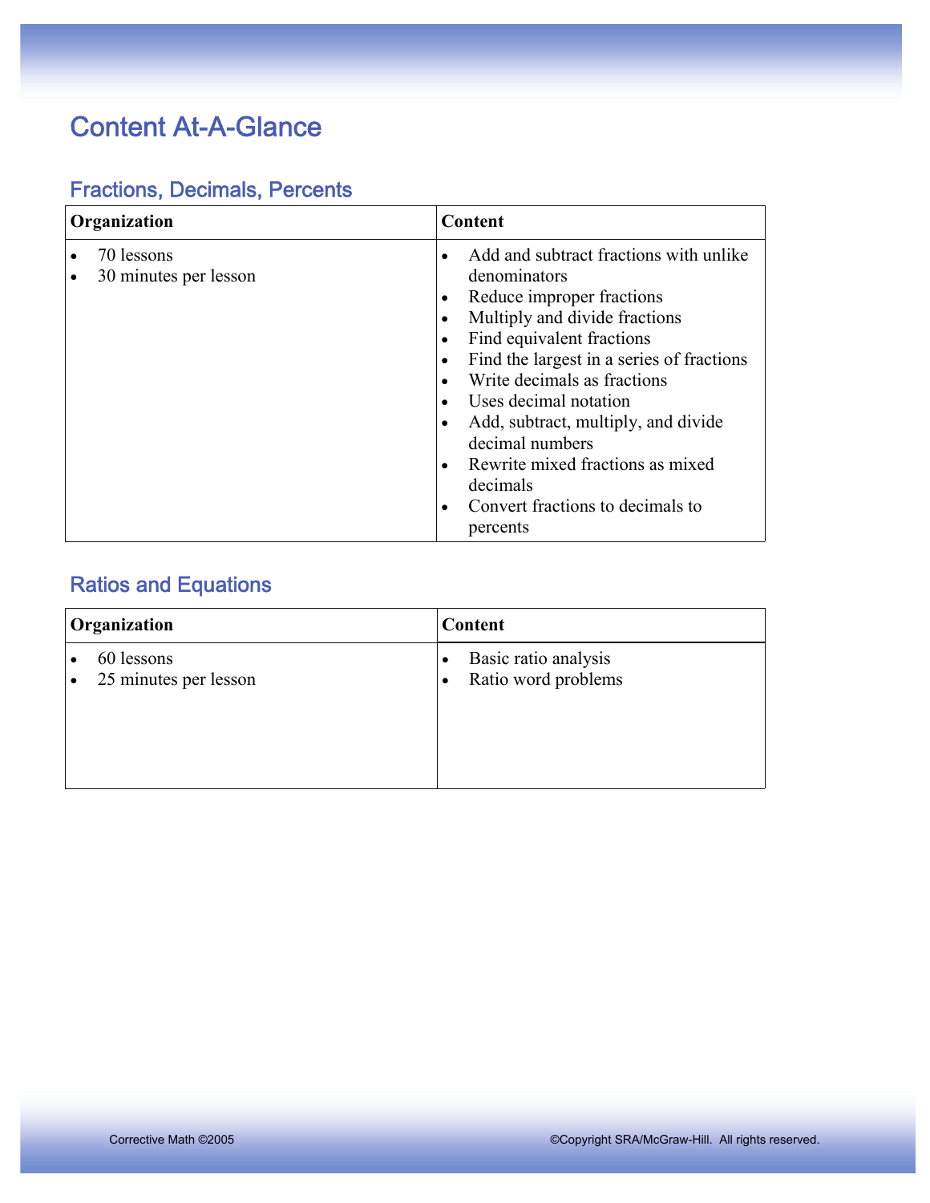# Content At-A-Glance

## Fractions, Decimals, Percents

| Organization | Content |
|---|---|
| • 70 lessons<br>• 30 minutes per lesson | • Add and subtract fractions with unlike denominators<br>• Reduce improper fractions<br>• Multiply and divide fractions<br>• Find equivalent fractions<br>• Find the largest in a series of fractions<br>• Write decimals as fractions<br>• Uses decimal notation<br>• Add, subtract, multiply, and divide decimal numbers<br>• Rewrite mixed fractions as mixed decimals<br>• Convert fractions to decimals to percents |

## Ratios and Equations

| Organization | Content |
|---|---|
| • 60 lessons<br>• 25 minutes per lesson | • Basic ratio analysis<br>• Ratio word problems |